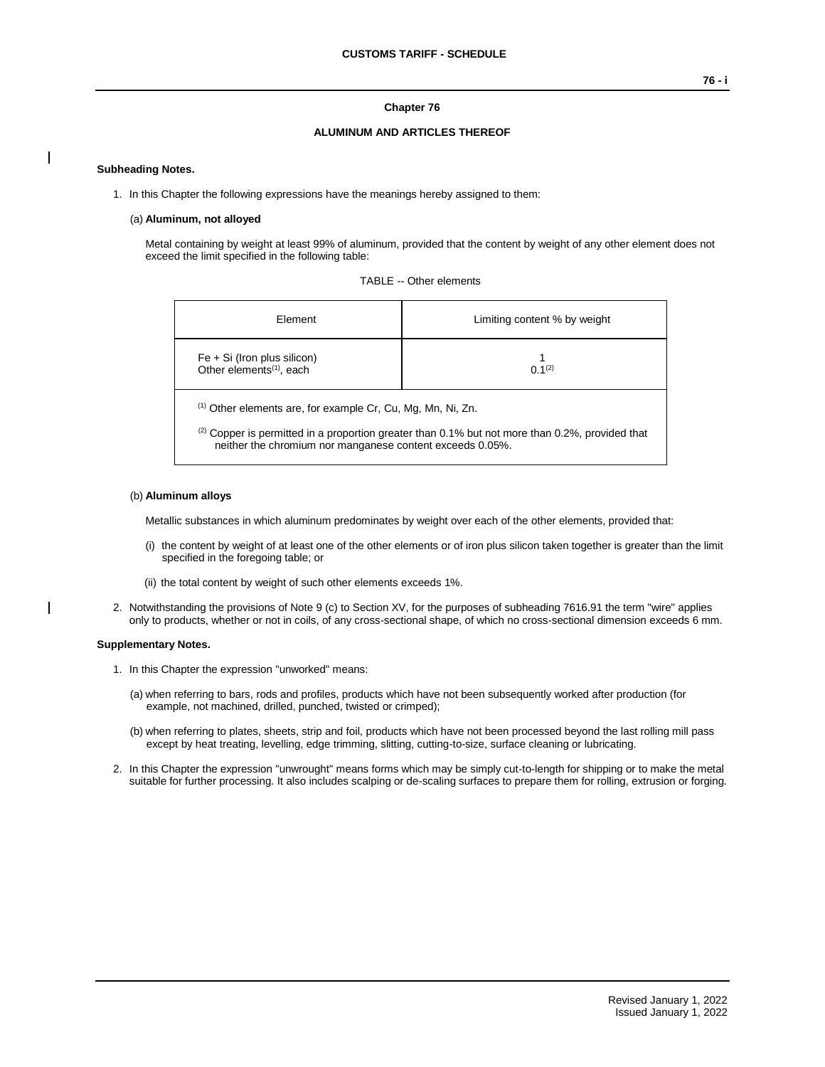## Chapter 76

## ALUMINUM AND ARTICLES THEREOF

**Subheading Notes.**

1. In this Chapter the following expressions have the meanings hereby assigned to them:

   (a) **Aluminum, not alloyed**

   Metal containing by weight at least 99% of aluminum, provided that the content by weight of any other element does not exceed the limit specified in the following table:

   TABLE -- Other elements

| Element | Limiting content % by weight |
| --- | --- |
| Fe + Si (Iron plus silicon) | 1 |
| Other elements[(1)], each | 0.1[(2)] |

   [(1)] Other elements are, for example Cr, Cu, Mg, Mn, Ni, Zn.

   [(2)] Copper is permitted in a proportion greater than 0.1% but not more than 0.2%, provided that neither the chromium nor manganese content exceeds 0.05%.

   (b) **Aluminum alloys**

   Metallic substances in which aluminum predominates by weight over each of the other elements, provided that:

   (i) the content by weight of at least one of the other elements or of iron plus silicon taken together is greater than the limit specified in the foregoing table; or

   (ii) the total content by weight of such other elements exceeds 1%.

2. Notwithstanding the provisions of Note 9 (c) to Section XV, for the purposes of subheading 7616.91 the term "wire" applies only to products, whether or not in coils, of any cross-sectional shape, of which no cross-sectional dimension exceeds 6 mm.

**Supplementary Notes.**

1. In this Chapter the expression "unworked" means:

   (a) when referring to bars, rods and profiles, products which have not been subsequently worked after production (for example, not machined, drilled, punched, twisted or crimped);

   (b) when referring to plates, sheets, strip and foil, products which have not been processed beyond the last rolling mill pass except by heat treating, levelling, edge trimming, slitting, cutting-to-size, surface cleaning or lubricating.

2. In this Chapter the expression "unwrought" means forms which may be simply cut-to-length for shipping or to make the metal suitable for further processing. It also includes scalping or de-scaling surfaces to prepare them for rolling, extrusion or forging.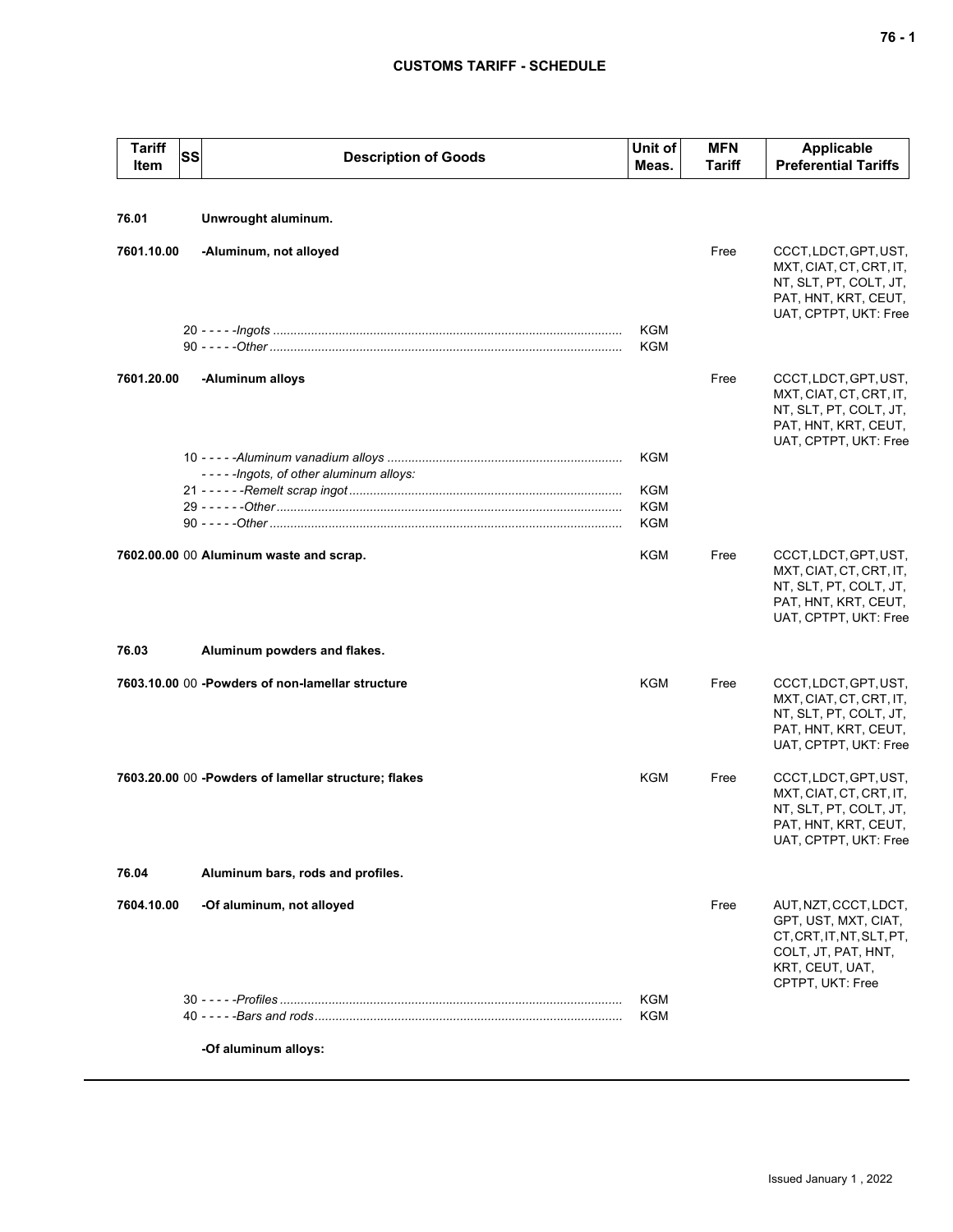| Tariff Item | SS | Description of Goods | Unit of Meas. | MFN Tariff | Applicable Preferential Tariffs |
|---|---|---|---|---|---|
| 76.01 | | **Unwrought aluminum.** | | | |
| 7601.10.00 | | **-Aluminum, not alloyed** | | Free | CCCT, LDCT, GPT, UST, MXT, CIAT, CT, CRT, IT, NT, SLT, PT, COLT, JT, PAT, HNT, KRT, CEUT, UAT, CPTPT, UKT: Free |
| | 20 | - - - - -*Ingots* | KGM | | |
| | 90 | - - - - -*Other* | KGM | | |
| 7601.20.00 | | **-Aluminum alloys** | | Free | CCCT, LDCT, GPT, UST, MXT, CIAT, CT, CRT, IT, NT, SLT, PT, COLT, JT, PAT, HNT, KRT, CEUT, UAT, CPTPT, UKT: Free |
| | 10 | - - - - -*Aluminum vanadium alloys* | KGM | | |
| | | - - - - -*Ingots, of other aluminum alloys:* | | | |
| | 21 | - - - - - -*Remelt scrap ingot* | KGM | | |
| | 29 | - - - - - -*Other* | KGM | | |
| | 90 | - - - - -*Other* | KGM | | |
| 7602.00.00 | 00 | **Aluminum waste and scrap.** | KGM | Free | CCCT, LDCT, GPT, UST, MXT, CIAT, CT, CRT, IT, NT, SLT, PT, COLT, JT, PAT, HNT, KRT, CEUT, UAT, CPTPT, UKT: Free |
| 76.03 | | **Aluminum powders and flakes.** | | | |
| 7603.10.00 | 00 | **-Powders of non-lamellar structure** | KGM | Free | CCCT, LDCT, GPT, UST, MXT, CIAT, CT, CRT, IT, NT, SLT, PT, COLT, JT, PAT, HNT, KRT, CEUT, UAT, CPTPT, UKT: Free |
| 7603.20.00 | 00 | **-Powders of lamellar structure; flakes** | KGM | Free | CCCT, LDCT, GPT, UST, MXT, CIAT, CT, CRT, IT, NT, SLT, PT, COLT, JT, PAT, HNT, KRT, CEUT, UAT, CPTPT, UKT: Free |
| 76.04 | | **Aluminum bars, rods and profiles.** | | | |
| 7604.10.00 | | **-Of aluminum, not alloyed** | | Free | AUT, NZT, CCCT, LDCT, GPT, UST, MXT, CIAT, CT, CRT, IT, NT, SLT, PT, COLT, JT, PAT, HNT, KRT, CEUT, UAT, CPTPT, UKT: Free |
| | 30 | - - - - -*Profiles* | KGM | | |
| | 40 | - - - - -*Bars and rods* | KGM | | |
| | | **-Of aluminum alloys:** | | | |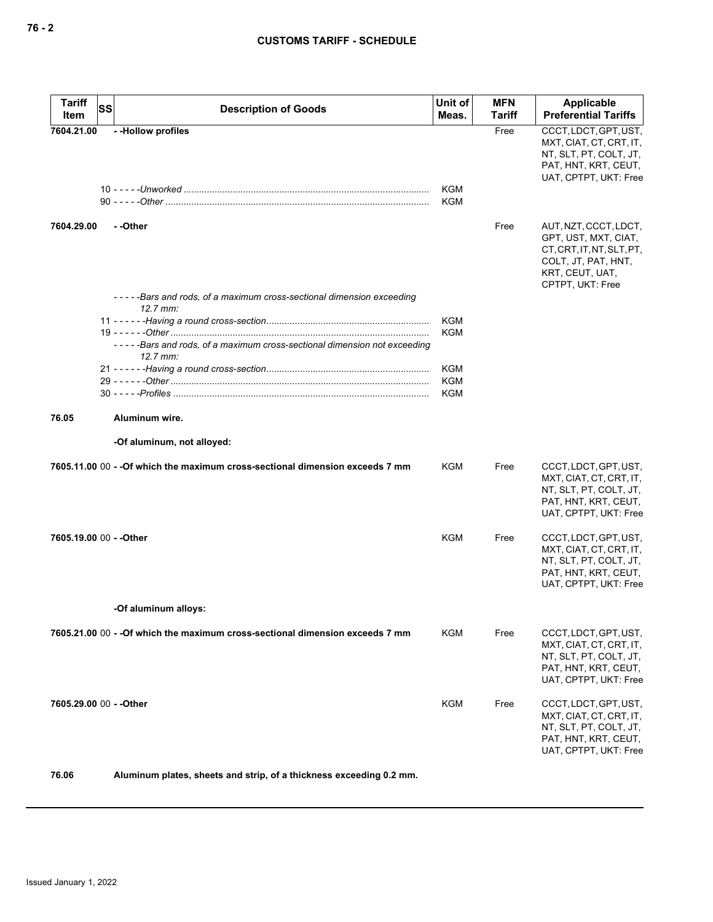| Tariff Item | SS | Description of Goods | Unit of Meas. | MFN Tariff | Applicable Preferential Tariffs |
|---|---|---|---|---|---|
| 7604.21.00 | | - -Hollow profiles | | Free | CCCT, LDCT, GPT, UST, MXT, CIAT, CT, CRT, IT, NT, SLT, PT, COLT, JT, PAT, HNT, KRT, CEUT, UAT, CPTPT, UKT: Free |
| | 10 | - - - - -*Unworked* | KGM | | |
| | 90 | - - - - -*Other* | KGM | | |
| 7604.29.00 | | - -Other | | Free | AUT, NZT, CCCT, LDCT, GPT, UST, MXT, CIAT, CT, CRT, IT, NT, SLT, PT, COLT, JT, PAT, HNT, KRT, CEUT, UAT, CPTPT, UKT: Free |
| | | - - - - -*Bars and rods, of a maximum cross-sectional dimension exceeding 12.7 mm:* | | | |
| | 11 | - - - - - -*Having a round cross-section* | KGM | | |
| | 19 | - - - - - -*Other* | KGM | | |
| | | - - - - -*Bars and rods, of a maximum cross-sectional dimension not exceeding 12.7 mm:* | | | |
| | 21 | - - - - - -*Having a round cross-section* | KGM | | |
| | 29 | - - - - - -*Other* | KGM | | |
| | 30 | - - - - -*Profiles* | KGM | | |
| 76.05 | | Aluminum wire. | | | |
| | | -Of aluminum, not alloyed: | | | |
| 7605.11.00 | 00 | - -Of which the maximum cross-sectional dimension exceeds 7 mm | KGM | Free | CCCT, LDCT, GPT, UST, MXT, CIAT, CT, CRT, IT, NT, SLT, PT, COLT, JT, PAT, HNT, KRT, CEUT, UAT, CPTPT, UKT: Free |
| 7605.19.00 | 00 | - -Other | KGM | Free | CCCT, LDCT, GPT, UST, MXT, CIAT, CT, CRT, IT, NT, SLT, PT, COLT, JT, PAT, HNT, KRT, CEUT, UAT, CPTPT, UKT: Free |
| | | -Of aluminum alloys: | | | |
| 7605.21.00 | 00 | - -Of which the maximum cross-sectional dimension exceeds 7 mm | KGM | Free | CCCT, LDCT, GPT, UST, MXT, CIAT, CT, CRT, IT, NT, SLT, PT, COLT, JT, PAT, HNT, KRT, CEUT, UAT, CPTPT, UKT: Free |
| 7605.29.00 | 00 | - -Other | KGM | Free | CCCT, LDCT, GPT, UST, MXT, CIAT, CT, CRT, IT, NT, SLT, PT, COLT, JT, PAT, HNT, KRT, CEUT, UAT, CPTPT, UKT: Free |
| 76.06 | | Aluminum plates, sheets and strip, of a thickness exceeding 0.2 mm. | | | |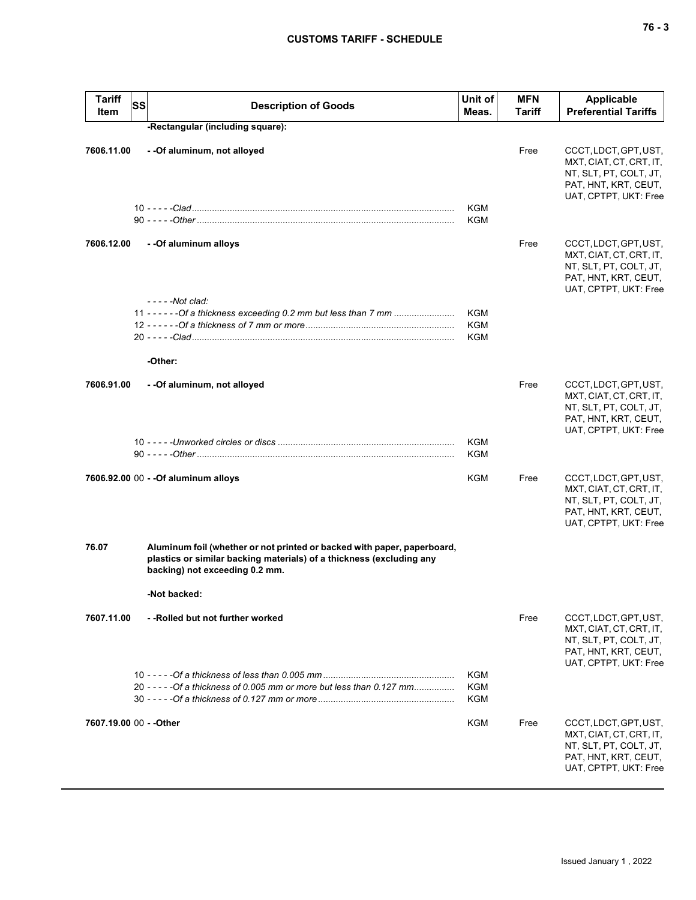| Tariff Item | SS | Description of Goods | Unit of Meas. | MFN Tariff | Applicable Preferential Tariffs |
|---|---|---|---|---|---|
| | | **-Rectangular (including square):** | | | |
| **7606.11.00** | | **- -Of aluminum, not alloyed** | | Free | CCCT, LDCT, GPT, UST, MXT, CIAT, CT, CRT, IT, NT, SLT, PT, COLT, JT, PAT, HNT, KRT, CEUT, UAT, CPTPT, UKT: Free |
| | 10 | - - - - -*Clad* | KGM | | |
| | 90 | - - - - -*Other* | KGM | | |
| **7606.12.00** | | **- -Of aluminum alloys** | | Free | CCCT, LDCT, GPT, UST, MXT, CIAT, CT, CRT, IT, NT, SLT, PT, COLT, JT, PAT, HNT, KRT, CEUT, UAT, CPTPT, UKT: Free |
| | | - - - - -*Not clad:* | | | |
| | 11 | - - - - - -*Of a thickness exceeding 0.2 mm but less than 7 mm* | KGM | | |
| | 12 | - - - - - -*Of a thickness of 7 mm or more* | KGM | | |
| | 20 | - - - - -*Clad* | KGM | | |
| | | **-Other:** | | | |
| **7606.91.00** | | **- -Of aluminum, not alloyed** | | Free | CCCT, LDCT, GPT, UST, MXT, CIAT, CT, CRT, IT, NT, SLT, PT, COLT, JT, PAT, HNT, KRT, CEUT, UAT, CPTPT, UKT: Free |
| | 10 | - - - - -*Unworked circles or discs* | KGM | | |
| | 90 | - - - - -*Other* | KGM | | |
| **7606.92.00** | 00 | **- -Of aluminum alloys** | KGM | Free | CCCT, LDCT, GPT, UST, MXT, CIAT, CT, CRT, IT, NT, SLT, PT, COLT, JT, PAT, HNT, KRT, CEUT, UAT, CPTPT, UKT: Free |
| **76.07** | | **Aluminum foil (whether or not printed or backed with paper, paperboard, plastics or similar backing materials) of a thickness (excluding any backing) not exceeding 0.2 mm.** | | | |
| | | **-Not backed:** | | | |
| **7607.11.00** | | **- -Rolled but not further worked** | | Free | CCCT, LDCT, GPT, UST, MXT, CIAT, CT, CRT, IT, NT, SLT, PT, COLT, JT, PAT, HNT, KRT, CEUT, UAT, CPTPT, UKT: Free |
| | 10 | - - - - -*Of a thickness of less than 0.005 mm* | KGM | | |
| | 20 | - - - - -*Of a thickness of 0.005 mm or more but less than 0.127 mm* | KGM | | |
| | 30 | - - - - -*Of a thickness of 0.127 mm or more* | KGM | | |
| **7607.19.00** | 00 | **- -Other** | KGM | Free | CCCT, LDCT, GPT, UST, MXT, CIAT, CT, CRT, IT, NT, SLT, PT, COLT, JT, PAT, HNT, KRT, CEUT, UAT, CPTPT, UKT: Free |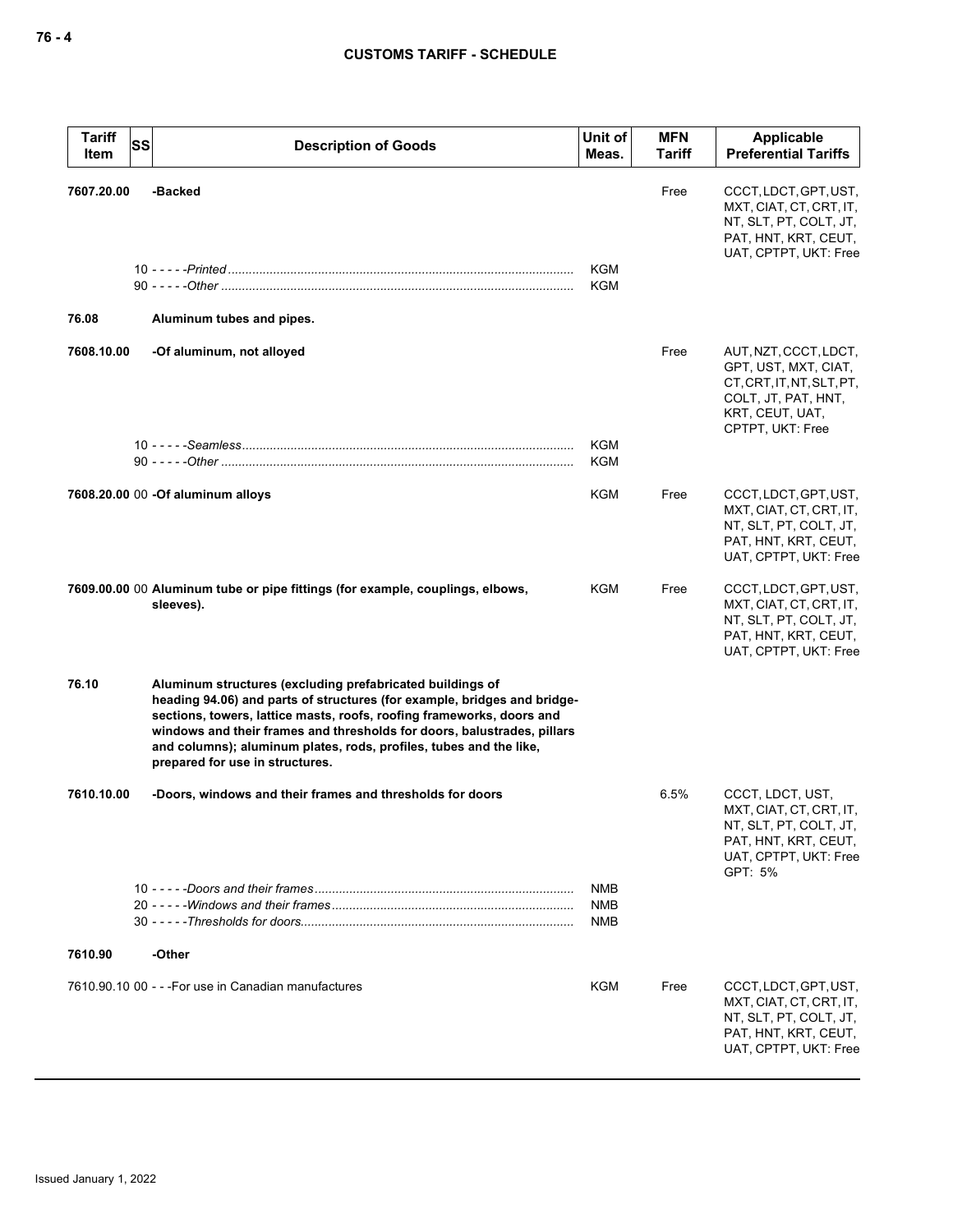| Tariff Item | SS | Description of Goods | Unit of Meas. | MFN Tariff | Applicable Preferential Tariffs |
|---|---|---|---|---|---|
| 7607.20.00 | | -Backed | | Free | CCCT, LDCT, GPT, UST, MXT, CIAT, CT, CRT, IT, NT, SLT, PT, COLT, JT, PAT, HNT, KRT, CEUT, UAT, CPTPT, UKT: Free |
| | 10 | - - - - -*Printed* | KGM | | |
| | 90 | - - - - -*Other* | KGM | | |
| 76.08 | | **Aluminum tubes and pipes.** | | | |
| 7608.10.00 | | -Of aluminum, not alloyed | | Free | AUT, NZT, CCCT, LDCT, GPT, UST, MXT, CIAT, CT, CRT, IT, NT, SLT, PT, COLT, JT, PAT, HNT, KRT, CEUT, UAT, CPTPT, UKT: Free |
| | 10 | - - - - -*Seamless* | KGM | | |
| | 90 | - - - - -*Other* | KGM | | |
| 7608.20.00 | 00 | -Of aluminum alloys | KGM | Free | CCCT, LDCT, GPT, UST, MXT, CIAT, CT, CRT, IT, NT, SLT, PT, COLT, JT, PAT, HNT, KRT, CEUT, UAT, CPTPT, UKT: Free |
| 7609.00.00 | 00 | **Aluminum tube or pipe fittings (for example, couplings, elbows, sleeves).** | KGM | Free | CCCT, LDCT, GPT, UST, MXT, CIAT, CT, CRT, IT, NT, SLT, PT, COLT, JT, PAT, HNT, KRT, CEUT, UAT, CPTPT, UKT: Free |
| 76.10 | | **Aluminum structures (excluding prefabricated buildings of heading 94.06) and parts of structures (for example, bridges and bridge-sections, towers, lattice masts, roofs, roofing frameworks, doors and windows and their frames and thresholds for doors, balustrades, pillars and columns); aluminum plates, rods, profiles, tubes and the like, prepared for use in structures.** | | | |
| 7610.10.00 | | -Doors, windows and their frames and thresholds for doors | | 6.5% | CCCT, LDCT, UST, MXT, CIAT, CT, CRT, IT, NT, SLT, PT, COLT, JT, PAT, HNT, KRT, CEUT, UAT, CPTPT, UKT: Free<br>GPT: 5% |
| | 10 | - - - - -*Doors and their frames* | NMB | | |
| | 20 | - - - - -*Windows and their frames* | NMB | | |
| | 30 | - - - - -*Thresholds for doors* | NMB | | |
| 7610.90 | | -Other | | | |
| 7610.90.10 | 00 | - - -For use in Canadian manufactures | KGM | Free | CCCT, LDCT, GPT, UST, MXT, CIAT, CT, CRT, IT, NT, SLT, PT, COLT, JT, PAT, HNT, KRT, CEUT, UAT, CPTPT, UKT: Free |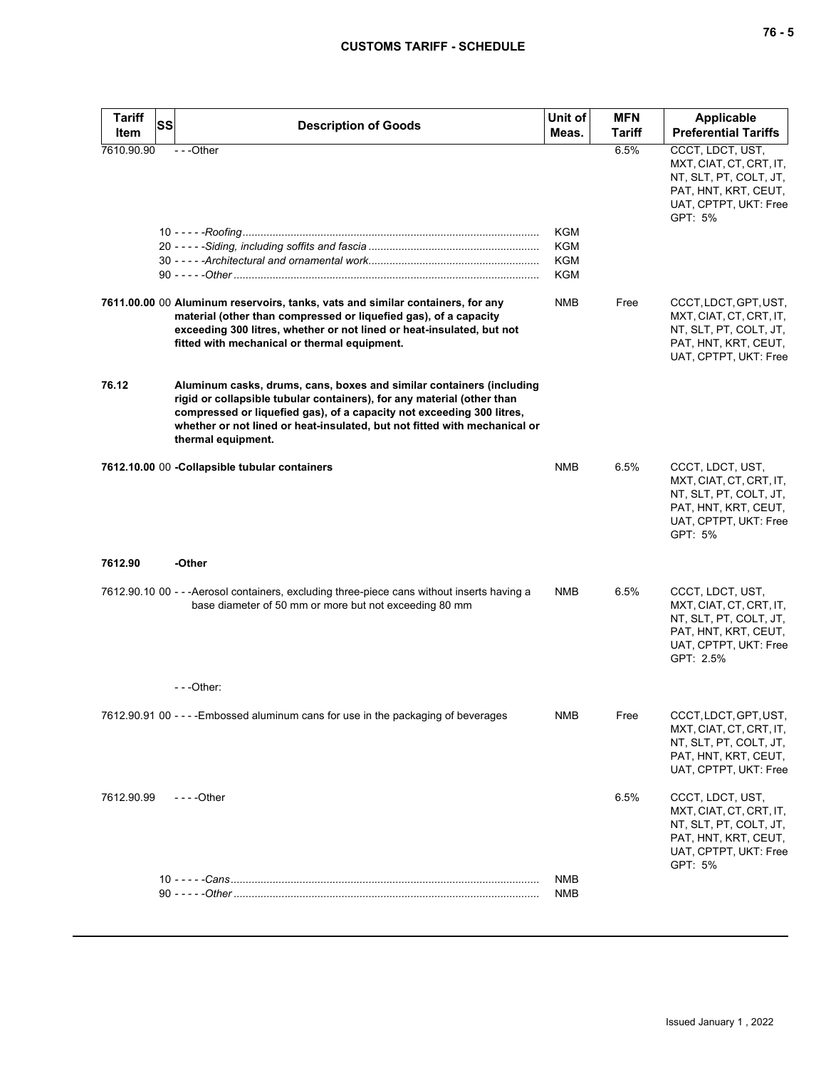| Tariff Item | SS | Description of Goods | Unit of Meas. | MFN Tariff | Applicable Preferential Tariffs |
|---|---|---|---|---|---|
| 7610.90.90 | | - - -Other | | 6.5% | CCCT, LDCT, UST, MXT, CIAT, CT, CRT, IT, NT, SLT, PT, COLT, JT, PAT, HNT, KRT, CEUT, UAT, CPTPT, UKT: Free GPT: 5% |
| | 10 | - - - - -*Roofing* | KGM | | |
| | 20 | - - - - -*Siding, including soffits and fascia* | KGM | | |
| | 30 | - - - - -*Architectural and ornamental work* | KGM | | |
| | 90 | - - - - -*Other* | KGM | | |
| **7611.00.00** | 00 | **Aluminum reservoirs, tanks, vats and similar containers, for any material (other than compressed or liquefied gas), of a capacity exceeding 300 litres, whether or not lined or heat-insulated, but not fitted with mechanical or thermal equipment.** | NMB | Free | CCCT, LDCT, GPT, UST, MXT, CIAT, CT, CRT, IT, NT, SLT, PT, COLT, JT, PAT, HNT, KRT, CEUT, UAT, CPTPT, UKT: Free |
| **76.12** | | **Aluminum casks, drums, cans, boxes and similar containers (including rigid or collapsible tubular containers), for any material (other than compressed or liquefied gas), of a capacity not exceeding 300 litres, whether or not lined or heat-insulated, but not fitted with mechanical or thermal equipment.** | | | |
| **7612.10.00** | 00 | **-Collapsible tubular containers** | NMB | 6.5% | CCCT, LDCT, UST, MXT, CIAT, CT, CRT, IT, NT, SLT, PT, COLT, JT, PAT, HNT, KRT, CEUT, UAT, CPTPT, UKT: Free GPT: 5% |
| **7612.90** | | **-Other** | | | |
| 7612.90.10 | 00 | - - -Aerosol containers, excluding three-piece cans without inserts having a base diameter of 50 mm or more but not exceeding 80 mm | NMB | 6.5% | CCCT, LDCT, UST, MXT, CIAT, CT, CRT, IT, NT, SLT, PT, COLT, JT, PAT, HNT, KRT, CEUT, UAT, CPTPT, UKT: Free GPT: 2.5% |
| | | - - -Other: | | | |
| 7612.90.91 | 00 | - - - -Embossed aluminum cans for use in the packaging of beverages | NMB | Free | CCCT, LDCT, GPT, UST, MXT, CIAT, CT, CRT, IT, NT, SLT, PT, COLT, JT, PAT, HNT, KRT, CEUT, UAT, CPTPT, UKT: Free |
| 7612.90.99 | | - - - -Other | | 6.5% | CCCT, LDCT, UST, MXT, CIAT, CT, CRT, IT, NT, SLT, PT, COLT, JT, PAT, HNT, KRT, CEUT, UAT, CPTPT, UKT: Free GPT: 5% |
| | 10 | - - - - -*Cans* | NMB | | |
| | 90 | - - - - -*Other* | NMB | | |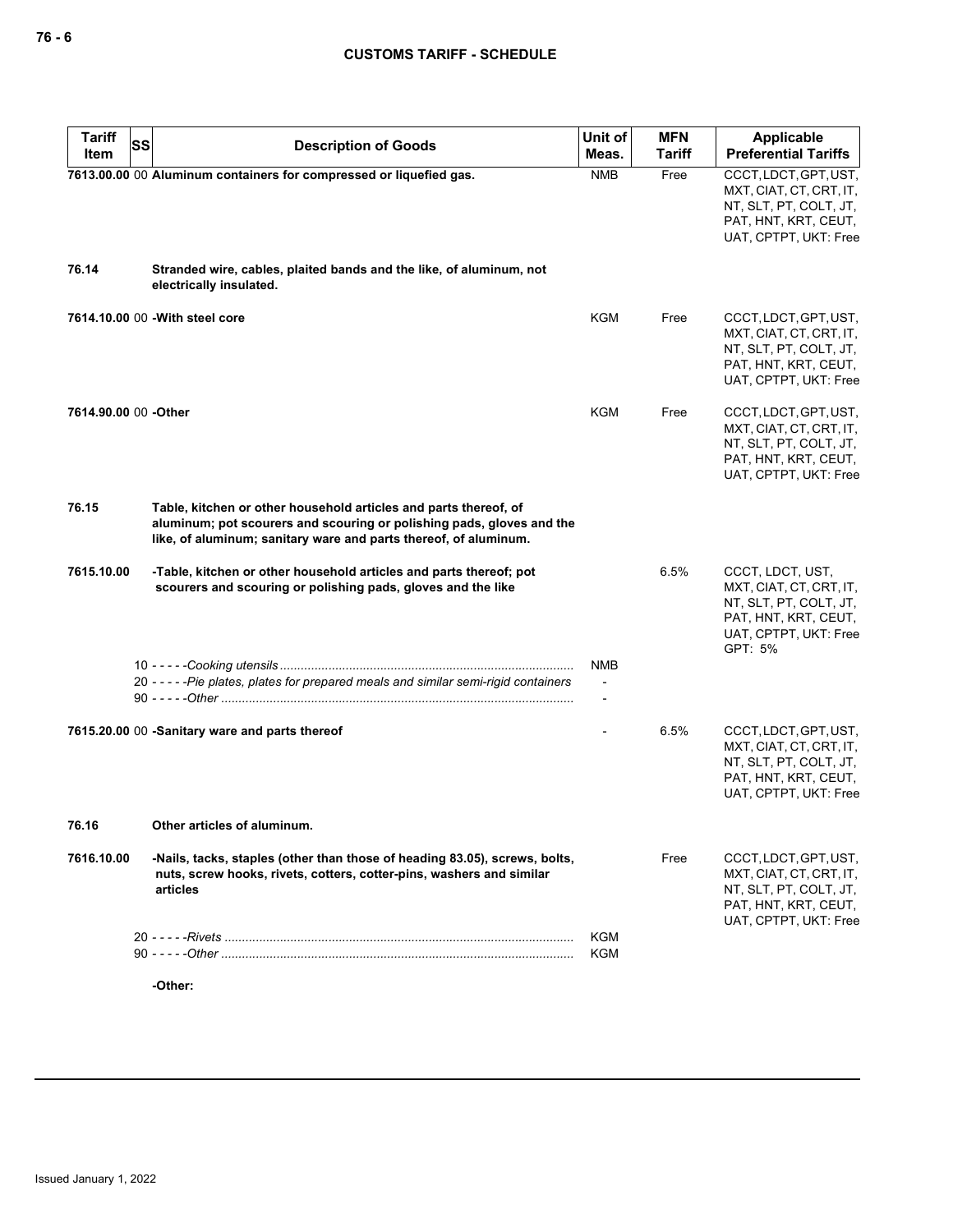| Tariff Item | SS | Description of Goods | Unit of Meas. | MFN Tariff | Applicable Preferential Tariffs |
|---|---|---|---|---|---|
| 7613.00.00 | 00 | **Aluminum containers for compressed or liquefied gas.** | NMB | Free | CCCT, LDCT, GPT, UST, MXT, CIAT, CT, CRT, IT, NT, SLT, PT, COLT, JT, PAT, HNT, KRT, CEUT, UAT, CPTPT, UKT: Free |
| 76.14 | | **Stranded wire, cables, plaited bands and the like, of aluminum, not electrically insulated.** | | | |
| 7614.10.00 | 00 | **-With steel core** | KGM | Free | CCCT, LDCT, GPT, UST, MXT, CIAT, CT, CRT, IT, NT, SLT, PT, COLT, JT, PAT, HNT, KRT, CEUT, UAT, CPTPT, UKT: Free |
| 7614.90.00 | 00 | **-Other** | KGM | Free | CCCT, LDCT, GPT, UST, MXT, CIAT, CT, CRT, IT, NT, SLT, PT, COLT, JT, PAT, HNT, KRT, CEUT, UAT, CPTPT, UKT: Free |
| 76.15 | | **Table, kitchen or other household articles and parts thereof, of aluminum; pot scourers and scouring or polishing pads, gloves and the like, of aluminum; sanitary ware and parts thereof, of aluminum.** | | | |
| 7615.10.00 | | **-Table, kitchen or other household articles and parts thereof; pot scourers and scouring or polishing pads, gloves and the like** | | 6.5% | CCCT, LDCT, UST, MXT, CIAT, CT, CRT, IT, NT, SLT, PT, COLT, JT, PAT, HNT, KRT, CEUT, UAT, CPTPT, UKT: Free<br>GPT: 5% |
| | 10 | - - - - -*Cooking utensils* | NMB | | |
| | 20 | - - - - -*Pie plates, plates for prepared meals and similar semi-rigid containers* | - | | |
| | 90 | - - - - -*Other* | - | | |
| 7615.20.00 | 00 | **-Sanitary ware and parts thereof** | - | 6.5% | CCCT, LDCT, GPT, UST, MXT, CIAT, CT, CRT, IT, NT, SLT, PT, COLT, JT, PAT, HNT, KRT, CEUT, UAT, CPTPT, UKT: Free |
| 76.16 | | **Other articles of aluminum.** | | | |
| 7616.10.00 | | **-Nails, tacks, staples (other than those of heading 83.05), screws, bolts, nuts, screw hooks, rivets, cotters, cotter-pins, washers and similar articles** | | Free | CCCT, LDCT, GPT, UST, MXT, CIAT, CT, CRT, IT, NT, SLT, PT, COLT, JT, PAT, HNT, KRT, CEUT, UAT, CPTPT, UKT: Free |
| | 20 | - - - - -*Rivets* | KGM | | |
| | 90 | - - - - -*Other* | KGM | | |
| | | **-Other:** | | | |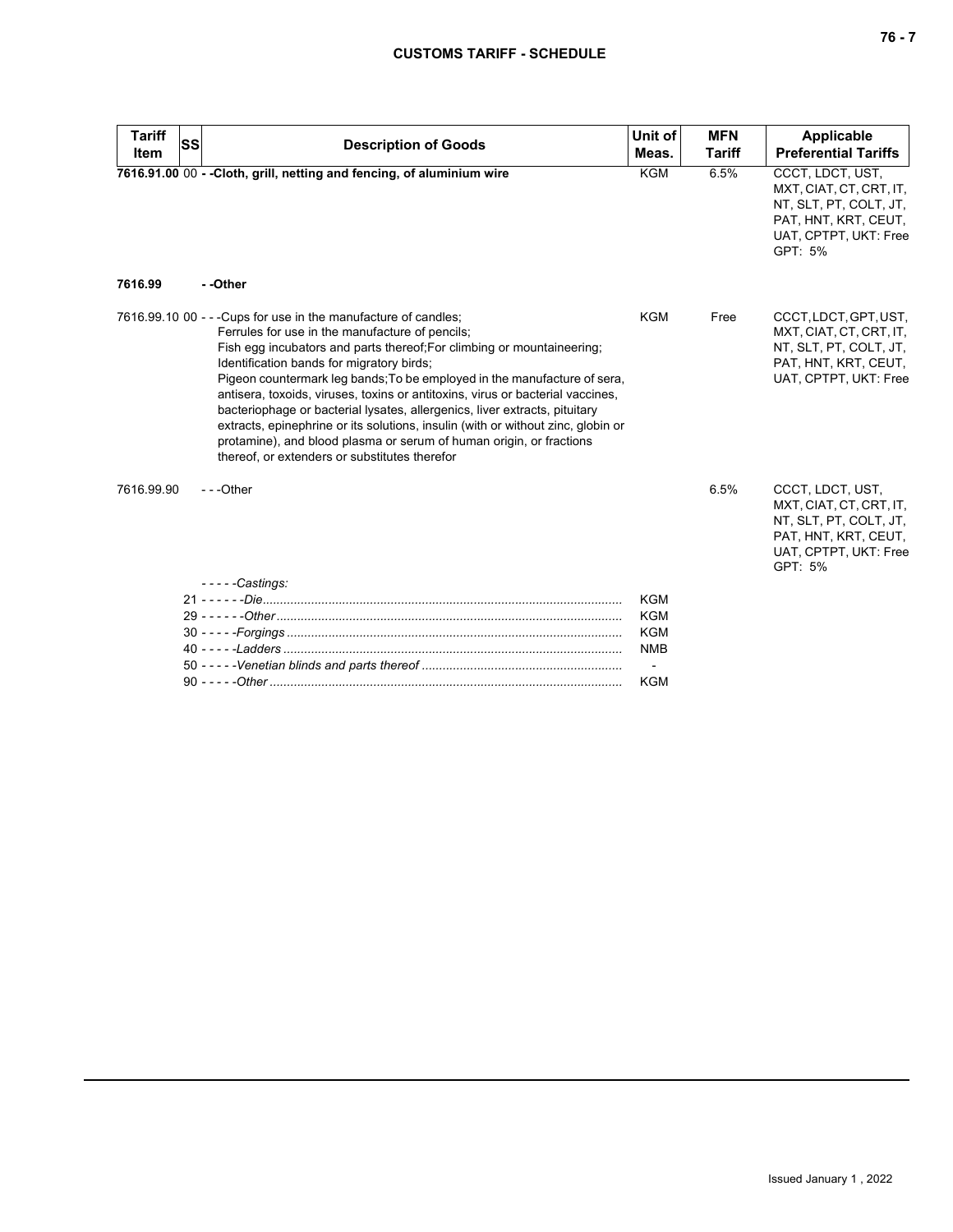| Tariff Item | SS | Description of Goods | Unit of Meas. | MFN Tariff | Applicable Preferential Tariffs |
|---|---|---|---|---|---|
| **7616.91.00** | 00 | **- -Cloth, grill, netting and fencing, of aluminium wire** | KGM | 6.5% | CCCT, LDCT, UST, MXT, CIAT, CT, CRT, IT, NT, SLT, PT, COLT, JT, PAT, HNT, KRT, CEUT, UAT, CPTPT, UKT: Free<br>GPT: 5% |
| **7616.99** | | **- -Other** | | | |
| 7616.99.10 | 00 | - - -Cups for use in the manufacture of candles;<br>Ferrules for use in the manufacture of pencils;<br>Fish egg incubators and parts thereof;For climbing or mountaineering;<br>Identification bands for migratory birds;<br>Pigeon countermark leg bands;To be employed in the manufacture of sera, antisera, toxoids, viruses, toxins or antitoxins, virus or bacterial vaccines, bacteriophage or bacterial lysates, allergenics, liver extracts, pituitary extracts, epinephrine or its solutions, insulin (with or without zinc, globin or protamine), and blood plasma or serum of human origin, or fractions thereof, or extenders or substitutes therefor | KGM | Free | CCCT, LDCT, GPT, UST, MXT, CIAT, CT, CRT, IT, NT, SLT, PT, COLT, JT, PAT, HNT, KRT, CEUT, UAT, CPTPT, UKT: Free |
| 7616.99.90 | | - - -Other | | 6.5% | CCCT, LDCT, UST, MXT, CIAT, CT, CRT, IT, NT, SLT, PT, COLT, JT, PAT, HNT, KRT, CEUT, UAT, CPTPT, UKT: Free<br>GPT: 5% |
| | | *- - - - -Castings:* | | | |
| | 21 | *- - - - - -Die* | KGM | | |
| | 29 | *- - - - - -Other* | KGM | | |
| | 30 | *- - - - -Forgings* | KGM | | |
| | 40 | *- - - - -Ladders* | NMB | | |
| | 50 | *- - - - -Venetian blinds and parts thereof* | - | | |
| | 90 | *- - - - -Other* | KGM | | |